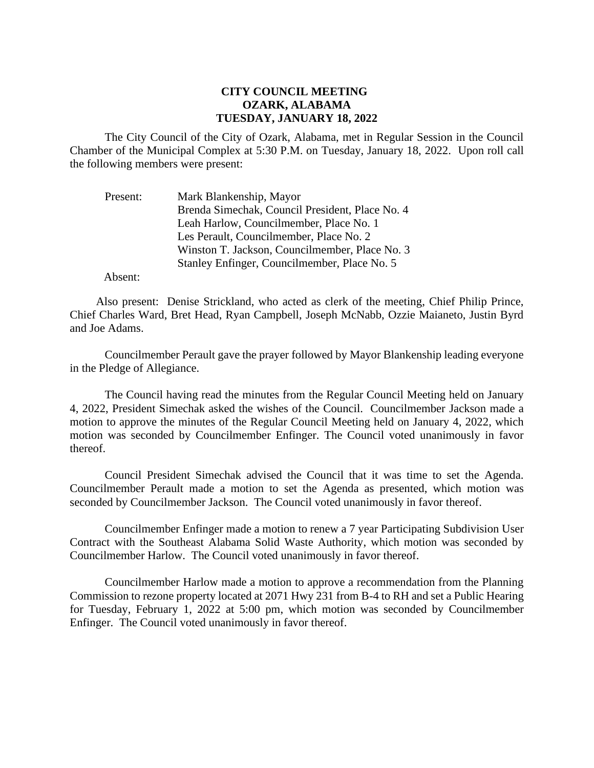**CITY COUNCIL MEETING**
**OZARK, ALABAMA**
**TUESDAY, JANUARY 18, 2022**

The City Council of the City of Ozark, Alabama, met in Regular Session in the Council Chamber of the Municipal Complex at 5:30 P.M. on Tuesday, January 18, 2022. Upon roll call the following members were present:

Present: Mark Blankenship, Mayor
Brenda Simechak, Council President, Place No. 4
Leah Harlow, Councilmember, Place No. 1
Les Perault, Councilmember, Place No. 2
Winston T. Jackson, Councilmember, Place No. 3
Stanley Enfinger, Councilmember, Place No. 5

Absent:

Also present: Denise Strickland, who acted as clerk of the meeting, Chief Philip Prince, Chief Charles Ward, Bret Head, Ryan Campbell, Joseph McNabb, Ozzie Maianeto, Justin Byrd and Joe Adams.

Councilmember Perault gave the prayer followed by Mayor Blankenship leading everyone in the Pledge of Allegiance.

The Council having read the minutes from the Regular Council Meeting held on January 4, 2022, President Simechak asked the wishes of the Council. Councilmember Jackson made a motion to approve the minutes of the Regular Council Meeting held on January 4, 2022, which motion was seconded by Councilmember Enfinger. The Council voted unanimously in favor thereof.

Council President Simechak advised the Council that it was time to set the Agenda. Councilmember Perault made a motion to set the Agenda as presented, which motion was seconded by Councilmember Jackson. The Council voted unanimously in favor thereof.

Councilmember Enfinger made a motion to renew a 7 year Participating Subdivision User Contract with the Southeast Alabama Solid Waste Authority, which motion was seconded by Councilmember Harlow. The Council voted unanimously in favor thereof.

Councilmember Harlow made a motion to approve a recommendation from the Planning Commission to rezone property located at 2071 Hwy 231 from B-4 to RH and set a Public Hearing for Tuesday, February 1, 2022 at 5:00 pm, which motion was seconded by Councilmember Enfinger. The Council voted unanimously in favor thereof.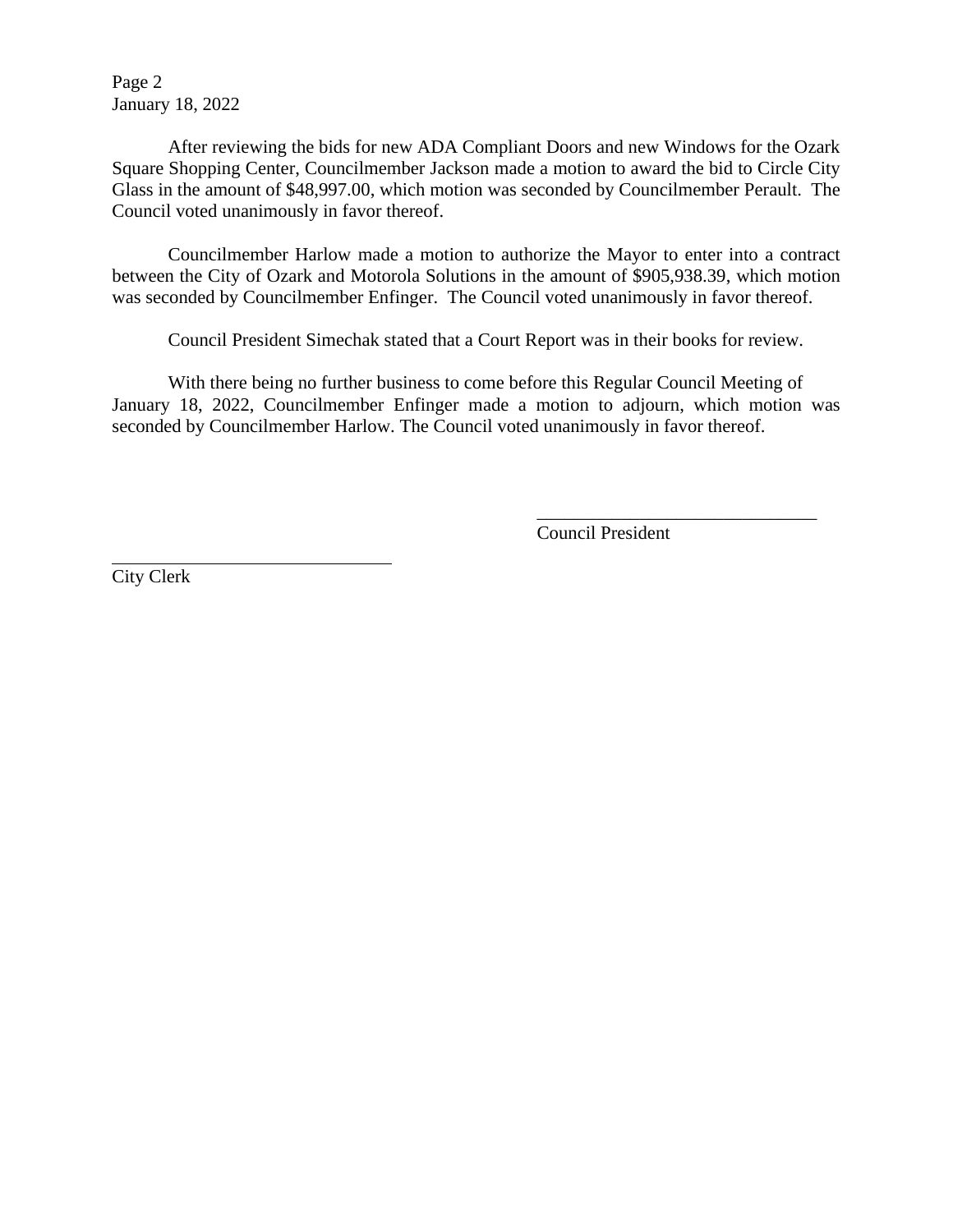After reviewing the bids for new ADA Compliant Doors and new Windows for the Ozark Square Shopping Center, Councilmember Jackson made a motion to award the bid to Circle City Glass in the amount of $48,997.00, which motion was seconded by Councilmember Perault. The Council voted unanimously in favor thereof.

Councilmember Harlow made a motion to authorize the Mayor to enter into a contract between the City of Ozark and Motorola Solutions in the amount of $905,938.39, which motion was seconded by Councilmember Enfinger. The Council voted unanimously in favor thereof.

Council President Simechak stated that a Court Report was in their books for review.

With there being no further business to come before this Regular Council Meeting of January 18, 2022, Councilmember Enfinger made a motion to adjourn, which motion was seconded by Councilmember Harlow. The Council voted unanimously in favor thereof.

\_\_\_\_\_\_\_\_\_\_\_\_\_\_\_\_\_\_\_\_\_\_\_\_\_\_\_\_\_\_\_
Council President

\_\_\_\_\_\_\_\_\_\_\_\_\_\_\_\_\_\_\_\_\_\_\_\_\_\_\_\_\_\_\_
City Clerk